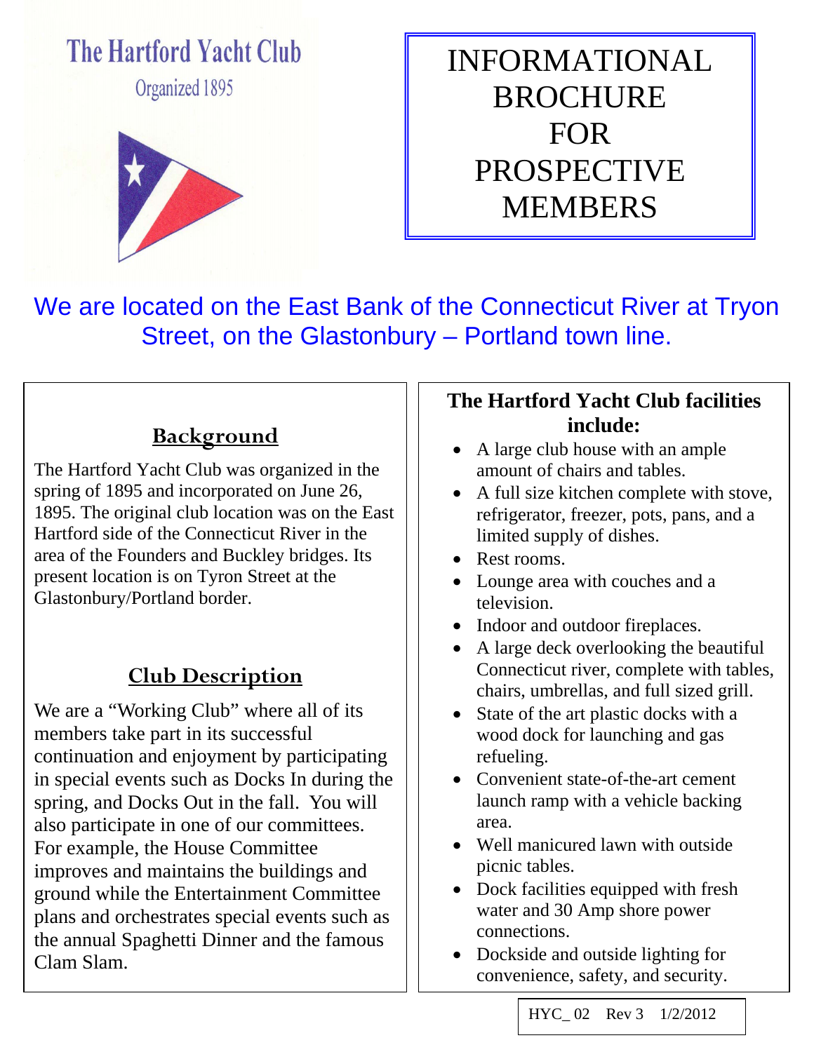# The Hartford Yacht Club

Organized 1895

**INFORMATIONAL BROCHURE FOR PROSPECTIVE MEMBERS**

We are located on the East Bank of the Connecticut River at Tryon Street, on the Glastonbury – Portland town line.

## Background

The Hartford Yacht Club was organized in the spring of 1895 and incorporated on June 26, 1895. The original club location was on the East Hartford side of the Connecticut River in the area of the Founders and Buckley bridges. Its present location is on Tyron Street at the Glastonbury/Portland border.

## Club Description

We are a "Working Club" where all of its members take part in its successful continuation and enjoyment by participating in special events such as Docks In during the spring, and Docks Out in the fall. You will also participate in one of our committees. For example, the House Committee improves and maintains the buildings and ground while the Entertainment Committee plans and orchestrates special events such as the annual Spaghetti Dinner and the famous Clam Slam.

## The Hartford Yacht Club facilities include:

- A large club house with an ample amount of chairs and tables.
- A full size kitchen complete with stove, refrigerator, freezer, pots, pans, and a limited supply of dishes.
- Rest rooms.
- Lounge area with couches and a television.
- Indoor and outdoor fireplaces.
- A large deck overlooking the beautiful Connecticut river, complete with tables, chairs, umbrellas, and full sized grill.
- State of the art plastic docks with a wood dock for launching and gas refueling.
- Convenient state-of-the-art cement launch ramp with a vehicle backing area.
- Well manicured lawn with outside picnic tables.
- Dock facilities equipped with fresh water and 30 Amp shore power connections.
- Dockside and outside lighting for convenience, safety, and security.

HYC_ 02 Rev 3 1/2/2012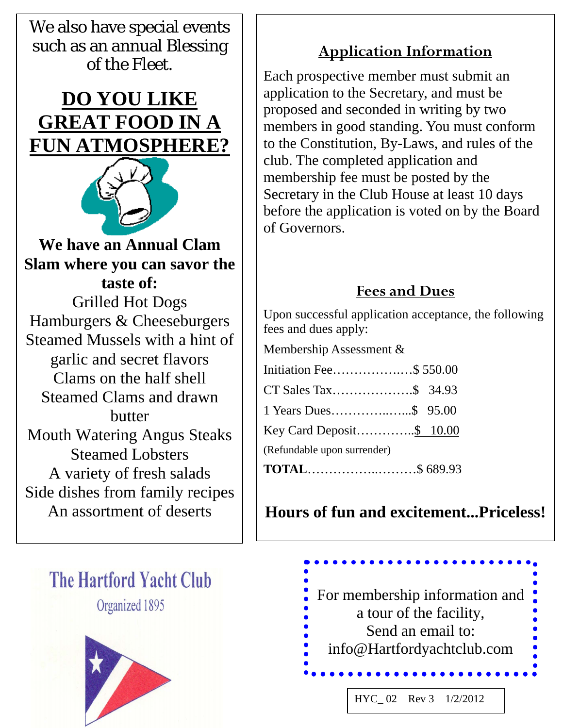We also have special events such as an annual Blessing of the Fleet.

## DO YOU LIKE GREAT FOOD IN A FUN ATMOSPHERE?

**We have an Annual Clam Slam where you can savor the taste of:**

Grilled Hot Dogs
Hamburgers & Cheeseburgers
Steamed Mussels with a hint of garlic and secret flavors
Clams on the half shell
Steamed Clams and drawn butter
Mouth Watering Angus Steaks
Steamed Lobsters
A variety of fresh salads
Side dishes from family recipes
An assortment of deserts

## Application Information

Each prospective member must submit an application to the Secretary, and must be proposed and seconded in writing by two members in good standing. You must conform to the Constitution, By-Laws, and rules of the club. The completed application and membership fee must be posted by the Secretary in the Club House at least 10 days before the application is voted on by the Board of Governors.

## Fees and Dues

Upon successful application acceptance, the following fees and dues apply:

Membership Assessment &

Initiation Fee……………..…$ 550.00

CT Sales Tax……………….$ 34.93

1 Years Dues…………..…...$ 95.00

Key Card Deposit…………..$ 10.00

(Refundable upon surrender)

**TOTAL**……………..………$ 689.93

**Hours of fun and excitement...Priceless!**

The Hartford Yacht Club

Organized 1895

For membership information and a tour of the facility,
Send an email to:
info@Hartfordyachtclub.com

HYC_ 02 Rev 3 1/2/2012